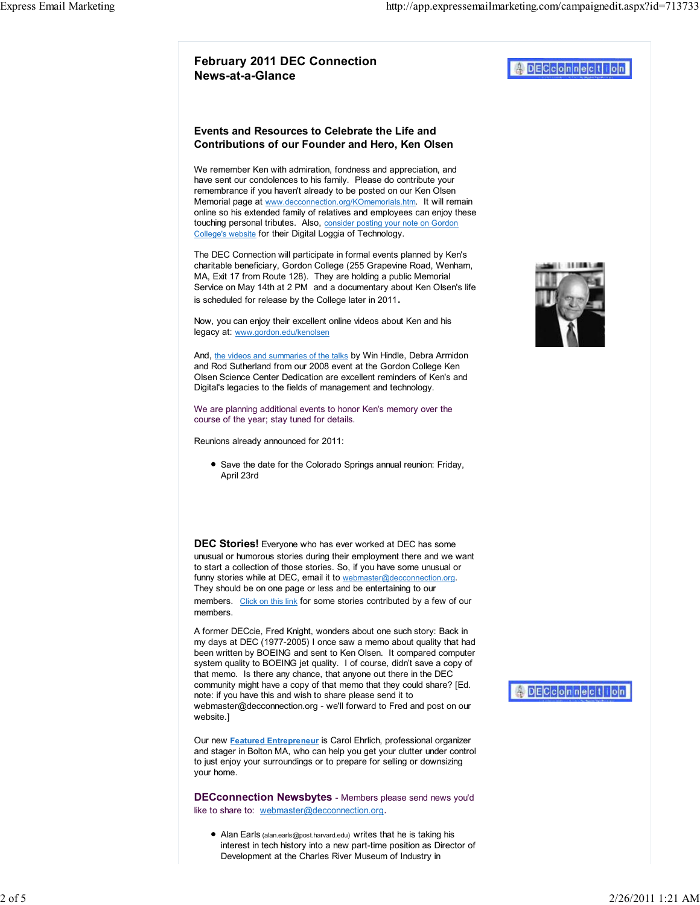# February 2011 DEC Connection News-at-a-Glance

## Events and Resources to Celebrate the Life and Contributions of our Founder and Hero, Ken Olsen

We remember Ken with admiration, fondness and appreciation, and have sent our condolences to his family. Please do contribute your remembrance if you haven't already to be posted on our Ken Olsen Memorial page at www.decconnection.org/KOmemorials.htm. It will remain online so his extended family of relatives and employees can enjoy these touching personal tributes. Also, consider posting your note on Gordon College's website for their Digital Loggia of Technology.

The DEC Connection will participate in formal events planned by Ken's charitable beneficiary, Gordon College (255 Grapevine Road, Wenham, MA, Exit 17 from Route 128). They are holding a public Memorial Service on May 14th at 2 PM and a documentary about Ken Olsen's life is scheduled for release by the College later in 2011.

Now, you can enjoy their excellent online videos about Ken and his legacy at: www.gordon.edu/kenolsen

And, the videos and summaries of the talks by Win Hindle, Debra Armidon and Rod Sutherland from our 2008 event at the Gordon College Ken Olsen Science Center Dedication are excellent reminders of Ken's and Digital's legacies to the fields of management and technology.

We are planning additional events to honor Ken's memory over the course of the year; stay tuned for details.

Reunions already announced for 2011:

- Save the date for the Colorado Springs annual reunion: Friday, April 23rd

**DEC Stories!** Everyone who has ever worked at DEC has some unusual or humorous stories during their employment there and we want to start a collection of those stories. So, if you have some unusual or funny stories while at DEC, email it to webmaster@decconnection.org. They should be on one page or less and be entertaining to our members. Click on this link for some stories contributed by a few of our members.

A former DECcie, Fred Knight, wonders about one such story: Back in my days at DEC (1977-2005) I once saw a memo about quality that had been written by BOEING and sent to Ken Olsen. It compared computer system quality to BOEING jet quality. I of course, didn't save a copy of that memo. Is there any chance, that anyone out there in the DEC community might have a copy of that memo that they could share? [Ed. note: if you have this and wish to share please send it to webmaster@decconnection.org - we'll forward to Fred and post on our website.]

Our new **Featured Entrepreneur** is Carol Ehrlich, professional organizer and stager in Bolton MA, who can help you get your clutter under control to just enjoy your surroundings or to prepare for selling or downsizing your home.

**DECconnection Newsbytes** - Members please send news you'd like to share to: webmaster@decconnection.org.

- Alan Earls (alan.earls@post.harvard.edu) writes that he is taking his interest in tech history into a new part-time position as Director of Development at the Charles River Museum of Industry in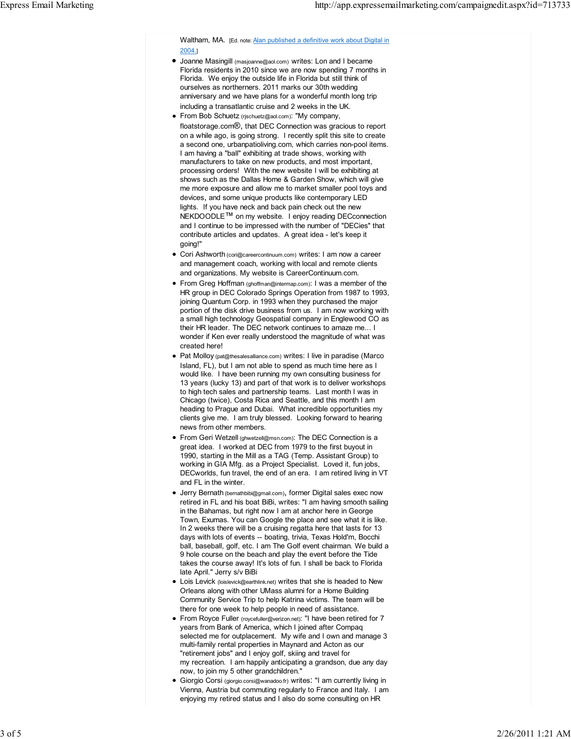Waltham, MA. [Ed. note: Alan published a definitive work about Digital in 2004.]

- Joanne Masingill (masjoanne@aol.com) writes: Lon and I became Florida residents in 2010 since we are now spending 7 months in Florida. We enjoy the outside life in Florida but still think of ourselves as northerners. 2011 marks our 30th wedding anniversary and we have plans for a wonderful month long trip including a transatlantic cruise and 2 weeks in the UK.
- From Bob Schuetz (rjschuetz@aol.com): "My company, floatstorage.com®, that DEC Connection was gracious to report on a while ago, is going strong. I recently split this site to create a second one, urbanpatioliving.com, which carries non-pool items. I am having a "ball" exhibiting at trade shows, working with manufacturers to take on new products, and most important, processing orders! With the new website I will be exhibiting at shows such as the Dallas Home & Garden Show, which will give me more exposure and allow me to market smaller pool toys and devices, and some unique products like contemporary LED lights. If you have neck and back pain check out the new NEKDOODLE™ on my website. I enjoy reading DECconnection and I continue to be impressed with the number of "DECies" that contribute articles and updates. A great idea - let's keep it going!"
- Cori Ashworth (cori@careercontinuum.com) writes: I am now a career and management coach, working with local and remote clients and organizations. My website is CareerContinuum.com.
- From Greg Hoffman (ghoffman@intermap.com): I was a member of the HR group in DEC Colorado Springs Operation from 1987 to 1993, joining Quantum Corp. in 1993 when they purchased the major portion of the disk drive business from us. I am now working with a small high technology Geospatial company in Englewood CO as their HR leader. The DEC network continues to amaze me... I wonder if Ken ever really understood the magnitude of what was created here!
- Pat Molloy (pat@thesalesalliance.com) writes: I live in paradise (Marco Island, FL), but I am not able to spend as much time here as I would like. I have been running my own consulting business for 13 years (lucky 13) and part of that work is to deliver workshops to high tech sales and partnership teams. Last month I was in Chicago (twice), Costa Rica and Seattle, and this month I am heading to Prague and Dubai. What incredible opportunities my clients give me. I am truly blessed. Looking forward to hearing news from other members.
- From Geri Wetzell (ghwetzell@msn.com): The DEC Connection is a great idea. I worked at DEC from 1979 to the first buyout in 1990, starting in the Mill as a TAG (Temp. Assistant Group) to working in GIA Mfg. as a Project Specialist. Loved it, fun jobs, DECworlds, fun travel, the end of an era. I am retired living in VT and FL in the winter.
- Jerry Bernath (bernathbibi@gmail.com), former Digital sales exec now retired in FL and his boat BiBi, writes: "I am having smooth sailing in the Bahamas, but right now I am at anchor here in George Town, Exumas. You can Google the place and see what it is like. In 2 weeks there will be a cruising regatta here that lasts for 13 days with lots of events -- boating, trivia, Texas Hold'm, Bocchi ball, baseball, golf, etc. I am The Golf event chairman. We build a 9 hole course on the beach and play the event before the Tide takes the course away! It's lots of fun. I shall be back to Florida late April." Jerry s/v BiBi
- Lois Levick (loislevick@earthlink.net) writes that she is headed to New Orleans along with other UMass alumni for a Home Building Community Service Trip to help Katrina victims. The team will be there for one week to help people in need of assistance.
- From Royce Fuller (roycefuller@verizon.net): "I have been retired for 7 years from Bank of America, which I joined after Compaq selected me for outplacement. My wife and I own and manage 3 multi-family rental properties in Maynard and Acton as our "retirement jobs" and I enjoy golf, skiing and travel for my recreation. I am happily anticipating a grandson, due any day now, to join my 5 other grandchildren."
- Giorgio Corsi (giorgio.corsi@wanadoo.fr) writes: "I am currently living in Vienna, Austria but commuting regularly to France and Italy. I am enjoying my retired status and I also do some consulting on HR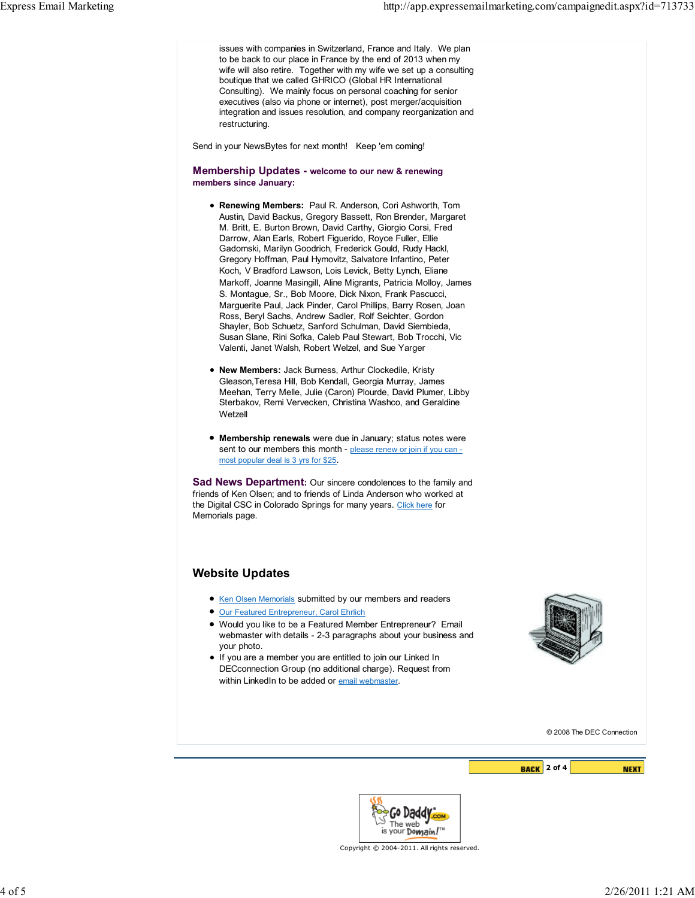issues with companies in Switzerland, France and Italy. We plan to be back to our place in France by the end of 2013 when my wife will also retire. Together with my wife we set up a consulting boutique that we called GHRICO (Global HR International Consulting). We mainly focus on personal coaching for senior executives (also via phone or internet), post merger/acquisition integration and issues resolution, and company reorganization and restructuring.

Send in your NewsBytes for next month! Keep 'em coming!

## Membership Updates - welcome to our new & renewing members since January:

- **Renewing Members:** Paul R. Anderson, Cori Ashworth, Tom Austin, David Backus, Gregory Bassett, Ron Brender, Margaret M. Britt, E. Burton Brown, David Carthy, Giorgio Corsi, Fred Darrow, Alan Earls, Robert Figuerido, Royce Fuller, Ellie Gadomski, Marilyn Goodrich, Frederick Gould, Rudy Hackl, Gregory Hoffman, Paul Hymovitz, Salvatore Infantino, Peter Koch, V Bradford Lawson, Lois Levick, Betty Lynch, Eliane Markoff, Joanne Masingill, Aline Migrants, Patricia Molloy, James S. Montague, Sr., Bob Moore, Dick Nixon, Frank Pascucci, Marguerite Paul, Jack Pinder, Carol Phillips, Barry Rosen, Joan Ross, Beryl Sachs, Andrew Sadler, Rolf Seichter, Gordon Shayler, Bob Schuetz, Sanford Schulman, David Siembieda, Susan Slane, Rini Sofka, Caleb Paul Stewart, Bob Trocchi, Vic Valenti, Janet Walsh, Robert Welzel, and Sue Yarger

- **New Members:** Jack Burness, Arthur Clockedile, Kristy Gleason,Teresa Hill, Bob Kendall, Georgia Murray, James Meehan, Terry Melle, Julie (Caron) Plourde, David Plumer, Libby Sterbakov, Remi Vervecken, Christina Washco, and Geraldine Wetzell

- **Membership renewals** were due in January; status notes were sent to our members this month - please renew or join if you can - most popular deal is 3 yrs for $25.

**Sad News Department:** Our sincere condolences to the family and friends of Ken Olsen; and to friends of Linda Anderson who worked at the Digital CSC in Colorado Springs for many years. Click here for Memorials page.

## Website Updates

- Ken Olsen Memorials submitted by our members and readers
- Our Featured Entrepreneur, Carol Ehrlich
- Would you like to be a Featured Member Entrepreneur? Email webmaster with details - 2-3 paragraphs about your business and your photo.
- If you are a member you are entitled to join our Linked In DECconnection Group (no additional charge). Request from within LinkedIn to be added or email webmaster.

© 2008 The DEC Connection

BACK 2 of 4 NEXT

Copyright © 2004-2011. All rights reserved.